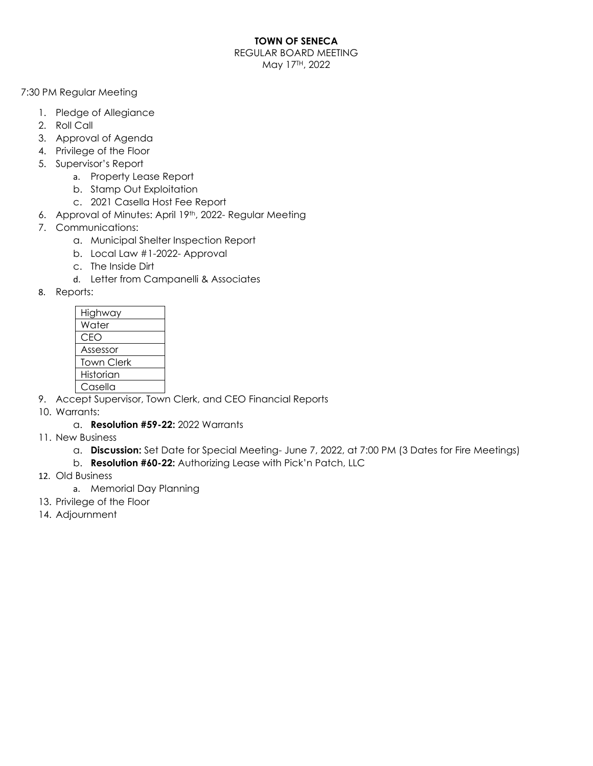**TOWN OF SENECA**

REGULAR BOARD MEETING

May 17TH, 2022

7:30 PM Regular Meeting

1. Pledge of Allegiance
2. Roll Call
3. Approval of Agenda
4. Privilege of the Floor
5. Supervisor's Report
    a. Property Lease Report
    b. Stamp Out Exploitation
    c. 2021 Casella Host Fee Report
6. Approval of Minutes: April 19th, 2022- Regular Meeting
7. Communications:
    a. Municipal Shelter Inspection Report
    b. Local Law #1-2022- Approval
    c. The Inside Dirt
    d. Letter from Campanelli & Associates
8. Reports:

| Highway |
| --- |
| Water |
| CEO |
| Assessor |
| Town Clerk |
| Historian |
| Casella |

9. Accept Supervisor, Town Clerk, and CEO Financial Reports
10. Warrants:
    a. **Resolution #59-22:** 2022 Warrants
11. New Business
    a. **Discussion:** Set Date for Special Meeting- June 7, 2022, at 7:00 PM (3 Dates for Fire Meetings)
    b. **Resolution #60-22:** Authorizing Lease with Pick'n Patch, LLC
12. Old Business
    a. Memorial Day Planning
13. Privilege of the Floor
14. Adjournment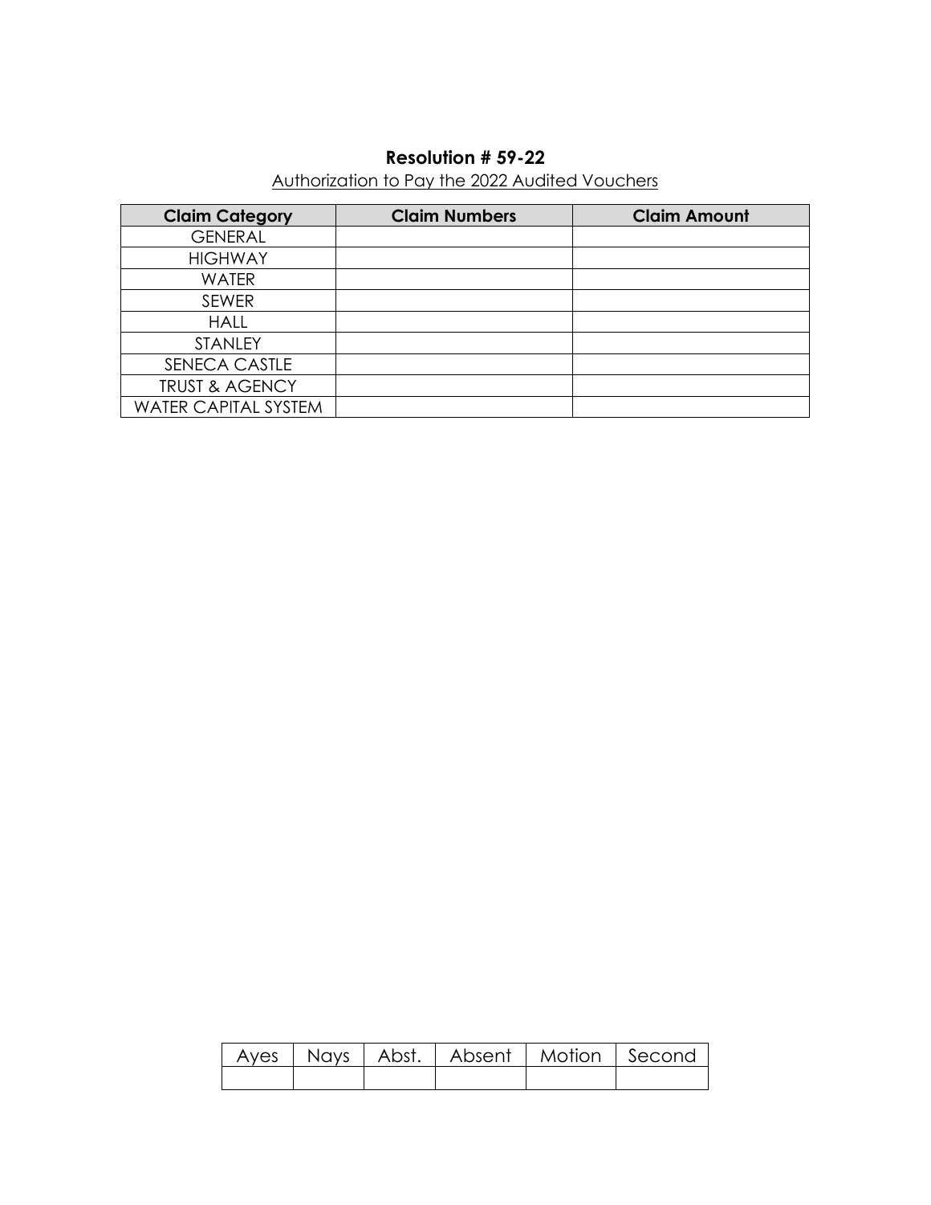**Resolution # 59-22**

Authorization to Pay the 2022 Audited Vouchers

| Claim Category | Claim Numbers | Claim Amount |
|---|---|---|
| GENERAL | | |
| HIGHWAY | | |
| WATER | | |
| SEWER | | |
| HALL | | |
| STANLEY | | |
| SENECA CASTLE | | |
| TRUST & AGENCY | | |
| WATER CAPITAL SYSTEM | | |

| Ayes | Nays | Abst. | Absent | Motion | Second |
|---|---|---|---|---|---|
| | | | | | |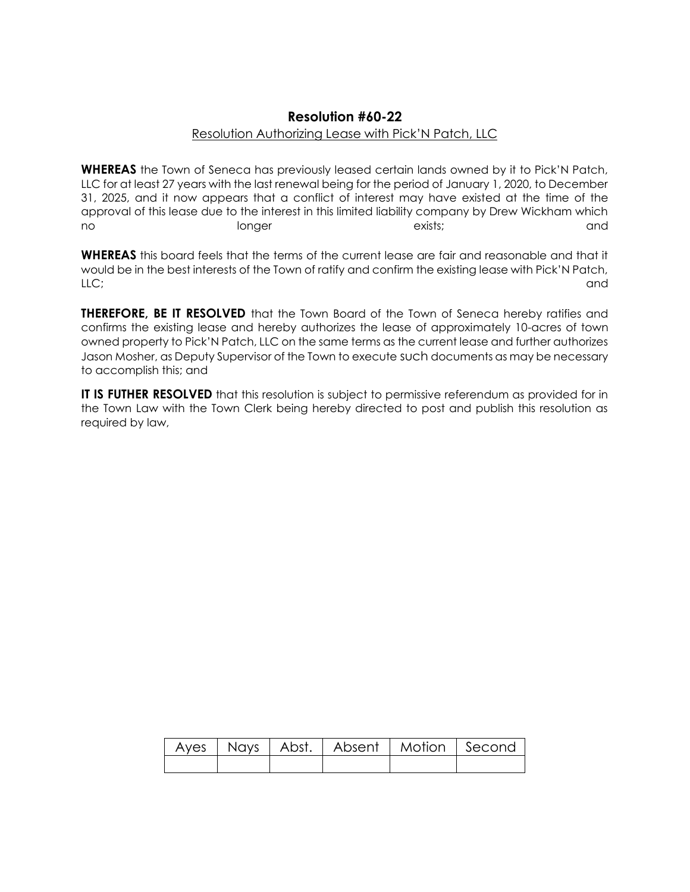## Resolution #60-22

Resolution Authorizing Lease with Pick'N Patch, LLC

**WHEREAS** the Town of Seneca has previously leased certain lands owned by it to Pick'N Patch, LLC for at least 27 years with the last renewal being for the period of January 1, 2020, to December 31, 2025, and it now appears that a conflict of interest may have existed at the time of the approval of this lease due to the interest in this limited liability company by Drew Wickham which no longer exists; and

**WHEREAS** this board feels that the terms of the current lease are fair and reasonable and that it would be in the best interests of the Town of ratify and confirm the existing lease with Pick'N Patch, LLC; and

**THEREFORE, BE IT RESOLVED** that the Town Board of the Town of Seneca hereby ratifies and confirms the existing lease and hereby authorizes the lease of approximately 10-acres of town owned property to Pick'N Patch, LLC on the same terms as the current lease and further authorizes Jason Mosher, as Deputy Supervisor of the Town to execute such documents as may be necessary to accomplish this; and

**IT IS FUTHER RESOLVED** that this resolution is subject to permissive referendum as provided for in the Town Law with the Town Clerk being hereby directed to post and publish this resolution as required by law,

| Ayes | Nays | Abst. | Absent | Motion | Second |
|---|---|---|---|---|---|
| | | | | | |